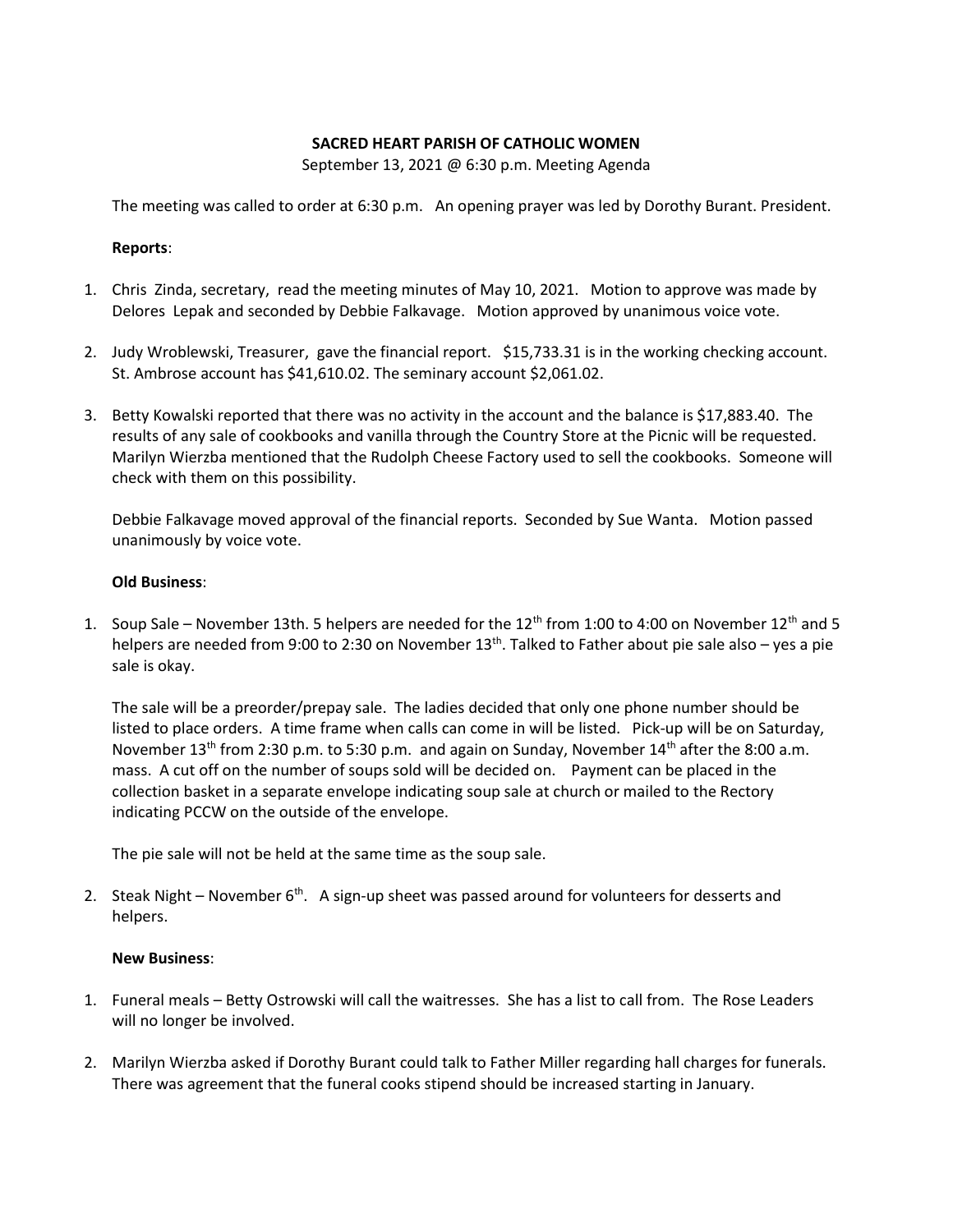**SACRED HEART PARISH OF CATHOLIC WOMEN**

September 13, 2021 @ 6:30 p.m. Meeting Agenda

The meeting was called to order at 6:30 p.m. An opening prayer was led by Dorothy Burant. President.

**Reports**:

1. Chris Zinda, secretary, read the meeting minutes of May 10, 2021. Motion to approve was made by Delores Lepak and seconded by Debbie Falkavage. Motion approved by unanimous voice vote.

2. Judy Wroblewski, Treasurer, gave the financial report. $15,733.31 is in the working checking account. St. Ambrose account has $41,610.02. The seminary account $2,061.02.

3. Betty Kowalski reported that there was no activity in the account and the balance is $17,883.40. The results of any sale of cookbooks and vanilla through the Country Store at the Picnic will be requested. Marilyn Wierzba mentioned that the Rudolph Cheese Factory used to sell the cookbooks. Someone will check with them on this possibility.

   Debbie Falkavage moved approval of the financial reports. Seconded by Sue Wanta. Motion passed unanimously by voice vote.

**Old Business**:

1. Soup Sale – November 13th. 5 helpers are needed for the 12th from 1:00 to 4:00 on November 12th and 5 helpers are needed from 9:00 to 2:30 on November 13th. Talked to Father about pie sale also – yes a pie sale is okay.

   The sale will be a preorder/prepay sale. The ladies decided that only one phone number should be listed to place orders. A time frame when calls can come in will be listed. Pick-up will be on Saturday, November 13th from 2:30 p.m. to 5:30 p.m. and again on Sunday, November 14th after the 8:00 a.m. mass. A cut off on the number of soups sold will be decided on. Payment can be placed in the collection basket in a separate envelope indicating soup sale at church or mailed to the Rectory indicating PCCW on the outside of the envelope.

   The pie sale will not be held at the same time as the soup sale.

2. Steak Night – November 6th. A sign-up sheet was passed around for volunteers for desserts and helpers.

**New Business**:

1. Funeral meals – Betty Ostrowski will call the waitresses. She has a list to call from. The Rose Leaders will no longer be involved.

2. Marilyn Wierzba asked if Dorothy Burant could talk to Father Miller regarding hall charges for funerals. There was agreement that the funeral cooks stipend should be increased starting in January.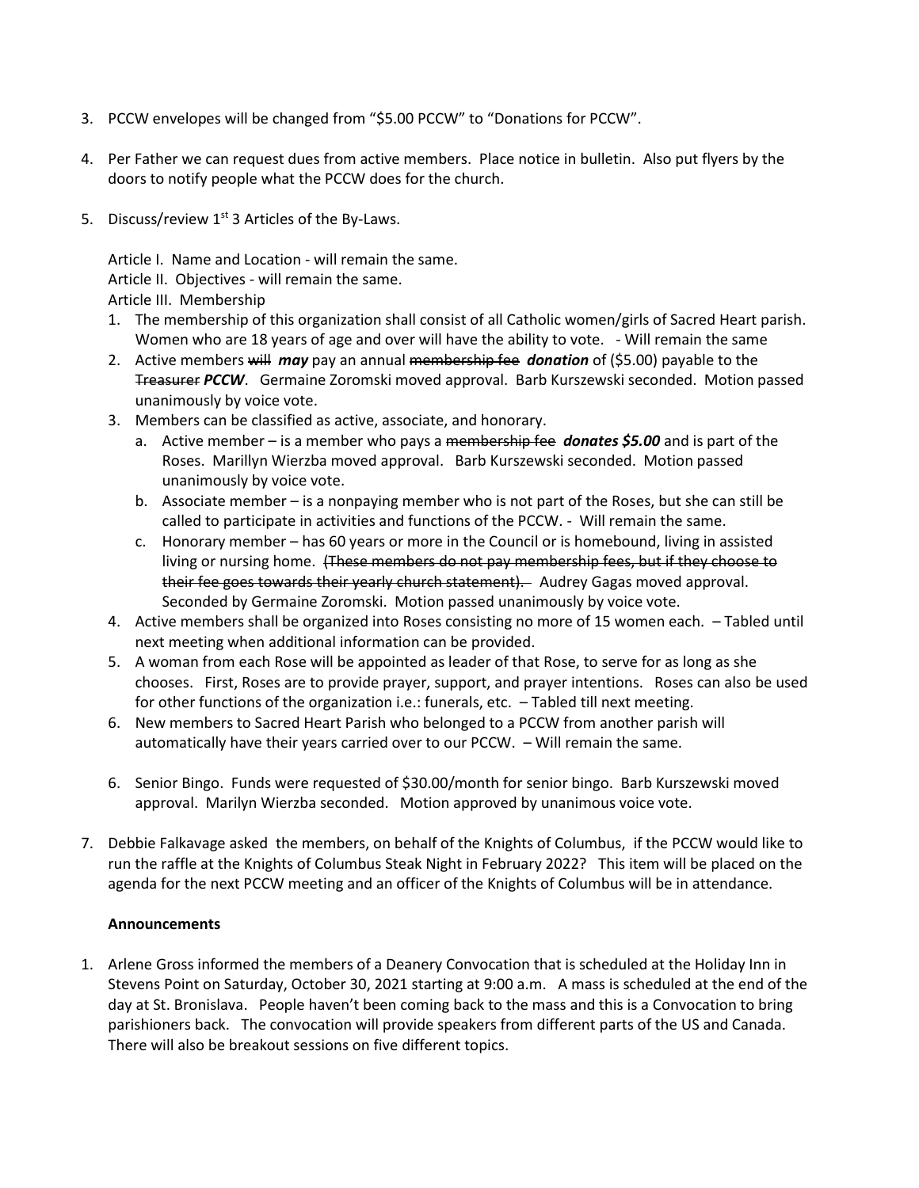3. PCCW envelopes will be changed from "$5.00 PCCW" to "Donations for PCCW".

4. Per Father we can request dues from active members. Place notice in bulletin. Also put flyers by the doors to notify people what the PCCW does for the church.

5. Discuss/review 1st 3 Articles of the By-Laws.

   Article I. Name and Location - will remain the same.
   Article II. Objectives - will remain the same.
   Article III. Membership

   1. The membership of this organization shall consist of all Catholic women/girls of Sacred Heart parish. Women who are 18 years of age and over will have the ability to vote. - Will remain the same
   2. Active members ~~will~~ ***may*** pay an annual ~~membership fee~~ ***donation*** of ($5.00) payable to the ~~Treasurer~~ ***PCCW***. Germaine Zoromski moved approval. Barb Kurszewski seconded. Motion passed unanimously by voice vote.
   3. Members can be classified as active, associate, and honorary.
      a. Active member – is a member who pays a ~~membership fee~~ ***donates $5.00*** and is part of the Roses. Marillyn Wierzba moved approval. Barb Kurszewski seconded. Motion passed unanimously by voice vote.
      b. Associate member – is a nonpaying member who is not part of the Roses, but she can still be called to participate in activities and functions of the PCCW. - Will remain the same.
      c. Honorary member – has 60 years or more in the Council or is homebound, living in assisted living or nursing home. ~~(These members do not pay membership fees, but if they choose to their fee goes towards their yearly church statement).~~ Audrey Gagas moved approval. Seconded by Germaine Zoromski. Motion passed unanimously by voice vote.
   4. Active members shall be organized into Roses consisting no more of 15 women each. – Tabled until next meeting when additional information can be provided.
   5. A woman from each Rose will be appointed as leader of that Rose, to serve for as long as she chooses. First, Roses are to provide prayer, support, and prayer intentions. Roses can also be used for other functions of the organization i.e.: funerals, etc. – Tabled till next meeting.
   6. New members to Sacred Heart Parish who belonged to a PCCW from another parish will automatically have their years carried over to our PCCW. – Will remain the same.

6. Senior Bingo. Funds were requested of $30.00/month for senior bingo. Barb Kurszewski moved approval. Marilyn Wierzba seconded. Motion approved by unanimous voice vote.

7. Debbie Falkavage asked the members, on behalf of the Knights of Columbus, if the PCCW would like to run the raffle at the Knights of Columbus Steak Night in February 2022? This item will be placed on the agenda for the next PCCW meeting and an officer of the Knights of Columbus will be in attendance.

**Announcements**

1. Arlene Gross informed the members of a Deanery Convocation that is scheduled at the Holiday Inn in Stevens Point on Saturday, October 30, 2021 starting at 9:00 a.m. A mass is scheduled at the end of the day at St. Bronislava. People haven't been coming back to the mass and this is a Convocation to bring parishioners back. The convocation will provide speakers from different parts of the US and Canada. There will also be breakout sessions on five different topics.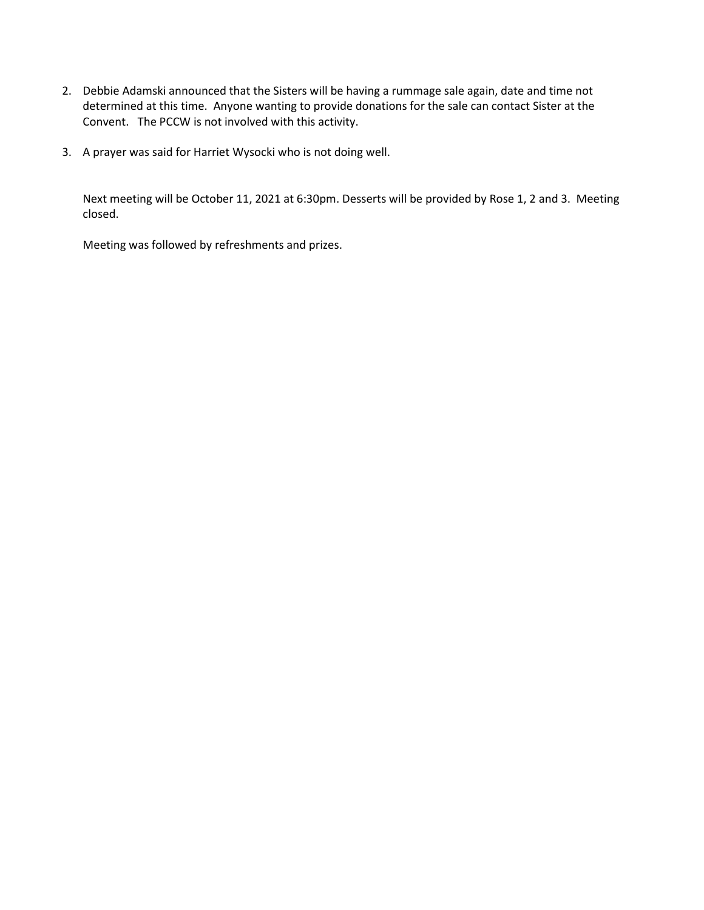2. Debbie Adamski announced that the Sisters will be having a rummage sale again, date and time not determined at this time. Anyone wanting to provide donations for the sale can contact Sister at the Convent. The PCCW is not involved with this activity.

3. A prayer was said for Harriet Wysocki who is not doing well.

Next meeting will be October 11, 2021 at 6:30pm. Desserts will be provided by Rose 1, 2 and 3. Meeting closed.

Meeting was followed by refreshments and prizes.